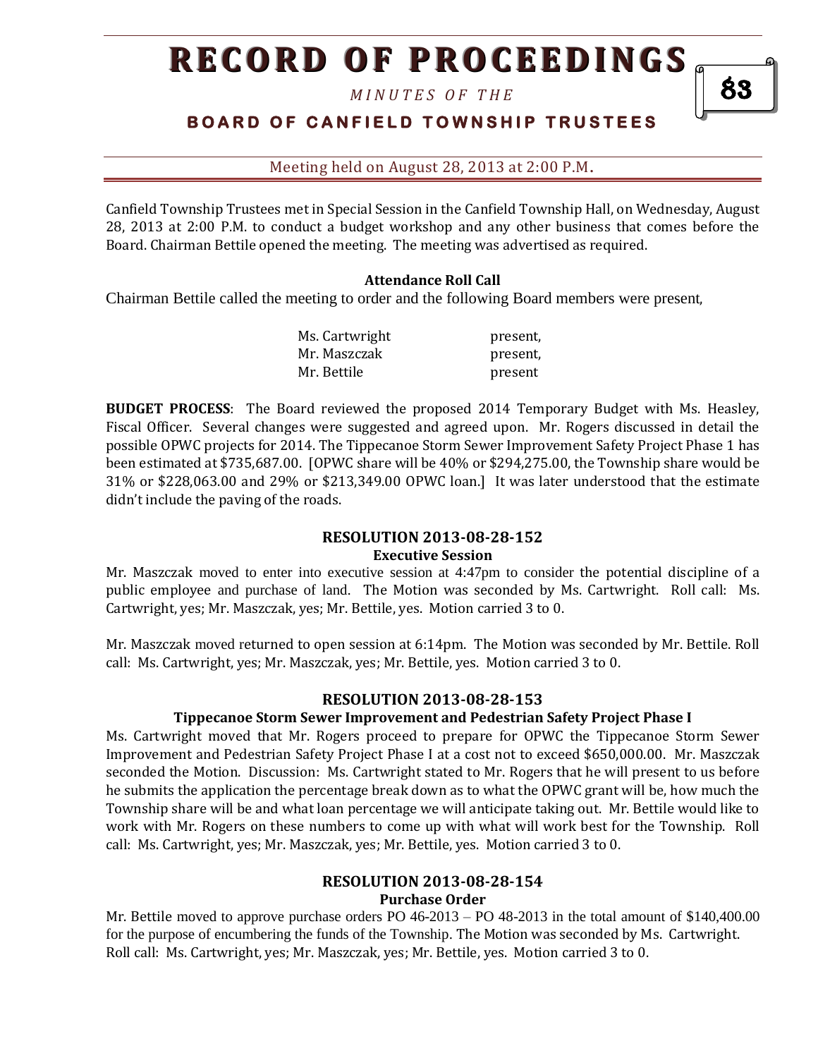# RECORD OF PROCEEDINGS

*MINUTES OF THE*

## BOARD OF CANFIELD TOWNSHIP TRUSTEES

Meeting held on August 28, 2013 at 2:00 P.M.

Canfield Township Trustees met in Special Session in the Canfield Township Hall, on Wednesday, August 28, 2013 at 2:00 P.M. to conduct a budget workshop and any other business that comes before the Board. Chairman Bettile opened the meeting. The meeting was advertised as required.

**Attendance Roll Call**

Chairman Bettile called the meeting to order and the following Board members were present,

| | |
|---|---|
| Ms. Cartwright | present, |
| Mr. Maszczak | present, |
| Mr. Bettile | present |

**BUDGET PROCESS**: The Board reviewed the proposed 2014 Temporary Budget with Ms. Heasley, Fiscal Officer. Several changes were suggested and agreed upon. Mr. Rogers discussed in detail the possible OPWC projects for 2014. The Tippecanoe Storm Sewer Improvement Safety Project Phase 1 has been estimated at $735,687.00. [OPWC share will be 40% or $294,275.00, the Township share would be 31% or $228,063.00 and 29% or $213,349.00 OPWC loan.] It was later understood that the estimate didn't include the paving of the roads.

### RESOLUTION 2013-08-28-152
**Executive Session**

Mr. Maszczak moved to enter into executive session at 4:47pm to consider the potential discipline of a public employee and purchase of land. The Motion was seconded by Ms. Cartwright. Roll call: Ms. Cartwright, yes; Mr. Maszczak, yes; Mr. Bettile, yes. Motion carried 3 to 0.

Mr. Maszczak moved returned to open session at 6:14pm. The Motion was seconded by Mr. Bettile. Roll call: Ms. Cartwright, yes; Mr. Maszczak, yes; Mr. Bettile, yes. Motion carried 3 to 0.

### RESOLUTION 2013-08-28-153
**Tippecanoe Storm Sewer Improvement and Pedestrian Safety Project Phase I**

Ms. Cartwright moved that Mr. Rogers proceed to prepare for OPWC the Tippecanoe Storm Sewer Improvement and Pedestrian Safety Project Phase I at a cost not to exceed $650,000.00. Mr. Maszczak seconded the Motion. Discussion: Ms. Cartwright stated to Mr. Rogers that he will present to us before he submits the application the percentage break down as to what the OPWC grant will be, how much the Township share will be and what loan percentage we will anticipate taking out. Mr. Bettile would like to work with Mr. Rogers on these numbers to come up with what will work best for the Township. Roll call: Ms. Cartwright, yes; Mr. Maszczak, yes; Mr. Bettile, yes. Motion carried 3 to 0.

### RESOLUTION 2013-08-28-154
**Purchase Order**

Mr. Bettile moved to approve purchase orders PO 46-2013 – PO 48-2013 in the total amount of $140,400.00 for the purpose of encumbering the funds of the Township. The Motion was seconded by Ms. Cartwright. Roll call: Ms. Cartwright, yes; Mr. Maszczak, yes; Mr. Bettile, yes. Motion carried 3 to 0.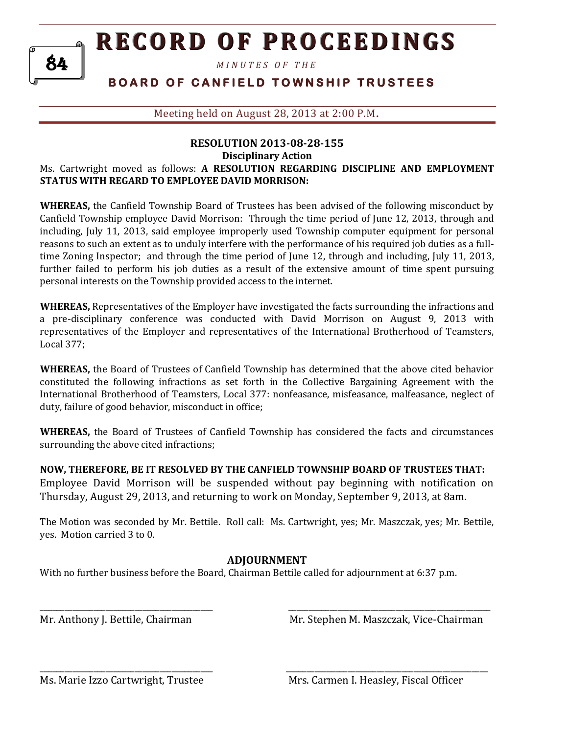### RESOLUTION 2013-08-28-155

**Disciplinary Action**

Ms. Cartwright moved as follows: **A RESOLUTION REGARDING DISCIPLINE AND EMPLOYMENT STATUS WITH REGARD TO EMPLOYEE DAVID MORRISON:**

**WHEREAS,** the Canfield Township Board of Trustees has been advised of the following misconduct by Canfield Township employee David Morrison: Through the time period of June 12, 2013, through and including, July 11, 2013, said employee improperly used Township computer equipment for personal reasons to such an extent as to unduly interfere with the performance of his required job duties as a full-time Zoning Inspector; and through the time period of June 12, through and including, July 11, 2013, further failed to perform his job duties as a result of the extensive amount of time spent pursuing personal interests on the Township provided access to the internet.

**WHEREAS,** Representatives of the Employer have investigated the facts surrounding the infractions and a pre-disciplinary conference was conducted with David Morrison on August 9, 2013 with representatives of the Employer and representatives of the International Brotherhood of Teamsters, Local 377;

**WHEREAS,** the Board of Trustees of Canfield Township has determined that the above cited behavior constituted the following infractions as set forth in the Collective Bargaining Agreement with the International Brotherhood of Teamsters, Local 377: nonfeasance, misfeasance, malfeasance, neglect of duty, failure of good behavior, misconduct in office;

**WHEREAS,** the Board of Trustees of Canfield Township has considered the facts and circumstances surrounding the above cited infractions;

**NOW, THEREFORE, BE IT RESOLVED BY THE CANFIELD TOWNSHIP BOARD OF TRUSTEES THAT:**
Employee David Morrison will be suspended without pay beginning with notification on Thursday, August 29, 2013, and returning to work on Monday, September 9, 2013, at 8am.

The Motion was seconded by Mr. Bettile. Roll call: Ms. Cartwright, yes; Mr. Maszczak, yes; Mr. Bettile, yes. Motion carried 3 to 0.

### ADJOURNMENT

With no further business before the Board, Chairman Bettile called for adjournment at 6:37 p.m.

| | |
|---|---|
| ______________________________ | ______________________________ |
| Mr. Anthony J. Bettile, Chairman | Mr. Stephen M. Maszczak, Vice-Chairman |
| ______________________________ | ______________________________ |
| Ms. Marie Izzo Cartwright, Trustee | Mrs. Carmen I. Heasley, Fiscal Officer |